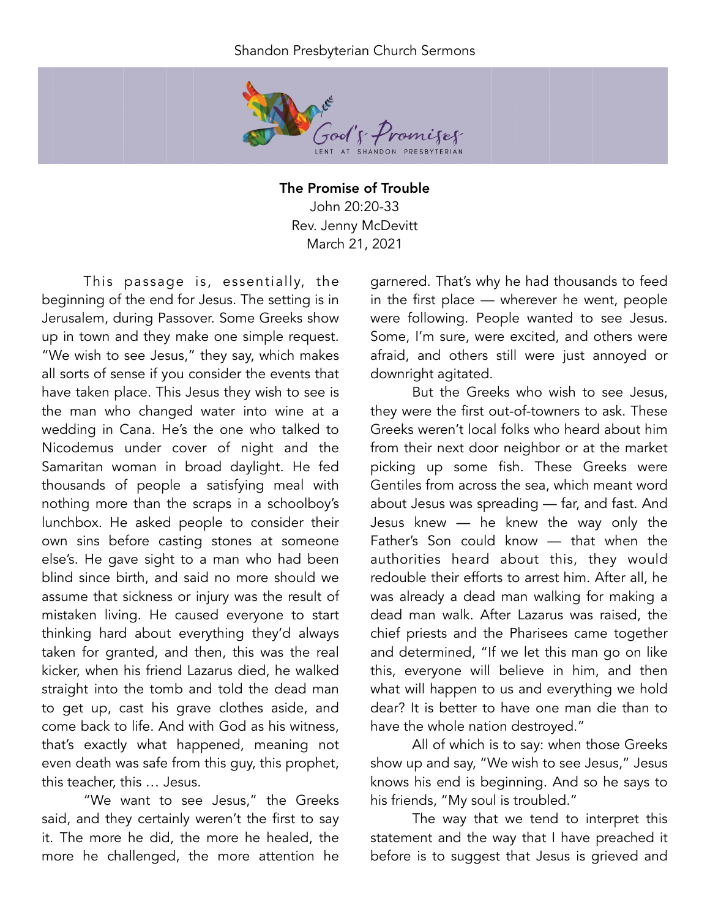# The Promise of Trouble

John 20:20-33
Rev. Jenny McDevitt
March 21, 2021

This passage is, essentially, the beginning of the end for Jesus. The setting is in Jerusalem, during Passover. Some Greeks show up in town and they make one simple request. "We wish to see Jesus," they say, which makes all sorts of sense if you consider the events that have taken place. This Jesus they wish to see is the man who changed water into wine at a wedding in Cana. He's the one who talked to Nicodemus under cover of night and the Samaritan woman in broad daylight. He fed thousands of people a satisfying meal with nothing more than the scraps in a schoolboy's lunchbox. He asked people to consider their own sins before casting stones at someone else's. He gave sight to a man who had been blind since birth, and said no more should we assume that sickness or injury was the result of mistaken living. He caused everyone to start thinking hard about everything they'd always taken for granted, and then, this was the real kicker, when his friend Lazarus died, he walked straight into the tomb and told the dead man to get up, cast his grave clothes aside, and come back to life. And with God as his witness, that's exactly what happened, meaning not even death was safe from this guy, this prophet, this teacher, this … Jesus.

"We want to see Jesus," the Greeks said, and they certainly weren't the first to say it. The more he did, the more he healed, the more he challenged, the more attention he garnered. That's why he had thousands to feed in the first place — wherever he went, people were following. People wanted to see Jesus. Some, I'm sure, were excited, and others were afraid, and others still were just annoyed or downright agitated.

But the Greeks who wish to see Jesus, they were the first out-of-towners to ask. These Greeks weren't local folks who heard about him from their next door neighbor or at the market picking up some fish. These Greeks were Gentiles from across the sea, which meant word about Jesus was spreading — far, and fast. And Jesus knew — he knew the way only the Father's Son could know — that when the authorities heard about this, they would redouble their efforts to arrest him. After all, he was already a dead man walking for making a dead man walk. After Lazarus was raised, the chief priests and the Pharisees came together and determined, "If we let this man go on like this, everyone will believe in him, and then what will happen to us and everything we hold dear? It is better to have one man die than to have the whole nation destroyed."

All of which is to say: when those Greeks show up and say, "We wish to see Jesus," Jesus knows his end is beginning. And so he says to his friends, "My soul is troubled."

The way that we tend to interpret this statement and the way that I have preached it before is to suggest that Jesus is grieved and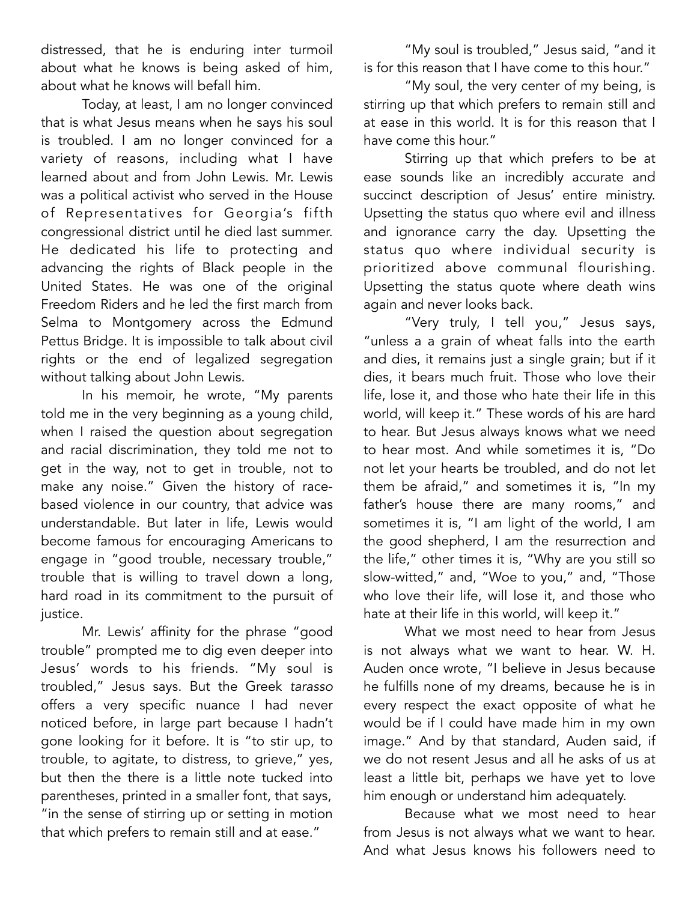distressed, that he is enduring inter turmoil about what he knows is being asked of him, about what he knows will befall him.

Today, at least, I am no longer convinced that is what Jesus means when he says his soul is troubled. I am no longer convinced for a variety of reasons, including what I have learned about and from John Lewis. Mr. Lewis was a political activist who served in the House of Representatives for Georgia's fifth congressional district until he died last summer. He dedicated his life to protecting and advancing the rights of Black people in the United States. He was one of the original Freedom Riders and he led the first march from Selma to Montgomery across the Edmund Pettus Bridge. It is impossible to talk about civil rights or the end of legalized segregation without talking about John Lewis.

In his memoir, he wrote, "My parents told me in the very beginning as a young child, when I raised the question about segregation and racial discrimination, they told me not to get in the way, not to get in trouble, not to make any noise." Given the history of race-based violence in our country, that advice was understandable. But later in life, Lewis would become famous for encouraging Americans to engage in "good trouble, necessary trouble," trouble that is willing to travel down a long, hard road in its commitment to the pursuit of justice.

Mr. Lewis' affinity for the phrase "good trouble" prompted me to dig even deeper into Jesus' words to his friends. "My soul is troubled," Jesus says. But the Greek *tarasso* offers a very specific nuance I had never noticed before, in large part because I hadn't gone looking for it before. It is "to stir up, to trouble, to agitate, to distress, to grieve," yes, but then the there is a little note tucked into parentheses, printed in a smaller font, that says, "in the sense of stirring up or setting in motion that which prefers to remain still and at ease."

"My soul is troubled," Jesus said, "and it is for this reason that I have come to this hour."

"My soul, the very center of my being, is stirring up that which prefers to remain still and at ease in this world. It is for this reason that I have come this hour."

Stirring up that which prefers to be at ease sounds like an incredibly accurate and succinct description of Jesus' entire ministry. Upsetting the status quo where evil and illness and ignorance carry the day. Upsetting the status quo where individual security is prioritized above communal flourishing. Upsetting the status quote where death wins again and never looks back.

"Very truly, I tell you," Jesus says, "unless a a grain of wheat falls into the earth and dies, it remains just a single grain; but if it dies, it bears much fruit. Those who love their life, lose it, and those who hate their life in this world, will keep it." These words of his are hard to hear. But Jesus always knows what we need to hear most. And while sometimes it is, "Do not let your hearts be troubled, and do not let them be afraid," and sometimes it is, "In my father's house there are many rooms," and sometimes it is, "I am light of the world, I am the good shepherd, I am the resurrection and the life," other times it is, "Why are you still so slow-witted," and, "Woe to you," and, "Those who love their life, will lose it, and those who hate at their life in this world, will keep it."

What we most need to hear from Jesus is not always what we want to hear. W. H. Auden once wrote, "I believe in Jesus because he fulfills none of my dreams, because he is in every respect the exact opposite of what he would be if I could have made him in my own image." And by that standard, Auden said, if we do not resent Jesus and all he asks of us at least a little bit, perhaps we have yet to love him enough or understand him adequately.

Because what we most need to hear from Jesus is not always what we want to hear. And what Jesus knows his followers need to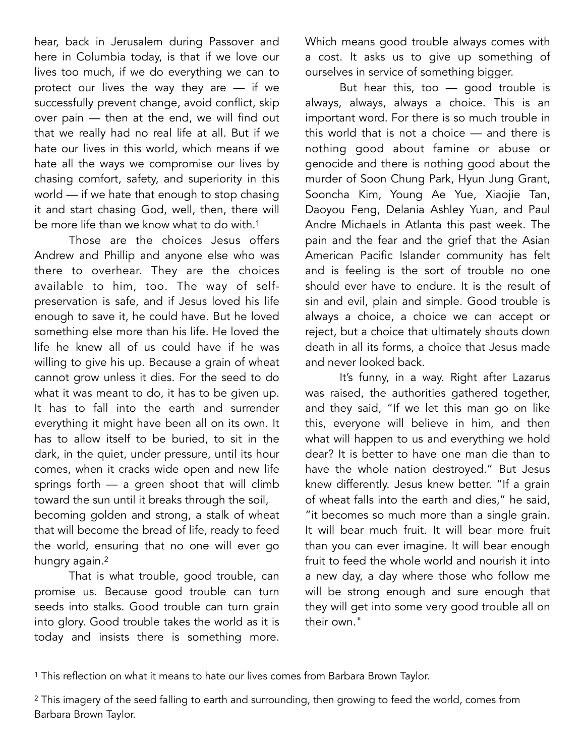hear, back in Jerusalem during Passover and here in Columbia today, is that if we love our lives too much, if we do everything we can to protect our lives the way they are — if we successfully prevent change, avoid conflict, skip over pain — then at the end, we will find out that we really had no real life at all. But if we hate our lives in this world, which means if we hate all the ways we compromise our lives by chasing comfort, safety, and superiority in this world — if we hate that enough to stop chasing it and start chasing God, well, then, there will be more life than we know what to do with.[1]

Those are the choices Jesus offers Andrew and Phillip and anyone else who was there to overhear. They are the choices available to him, too. The way of self-preservation is safe, and if Jesus loved his life enough to save it, he could have. But he loved something else more than his life. He loved the life he knew all of us could have if he was willing to give his up. Because a grain of wheat cannot grow unless it dies. For the seed to do what it was meant to do, it has to be given up. It has to fall into the earth and surrender everything it might have been all on its own. It has to allow itself to be buried, to sit in the dark, in the quiet, under pressure, until its hour comes, when it cracks wide open and new life springs forth — a green shoot that will climb toward the sun until it breaks through the soil, becoming golden and strong, a stalk of wheat that will become the bread of life, ready to feed the world, ensuring that no one will ever go hungry again.[2]

That is what trouble, good trouble, can promise us. Because good trouble can turn seeds into stalks. Good trouble can turn grain into glory. Good trouble takes the world as it is today and insists there is something more. Which means good trouble always comes with a cost. It asks us to give up something of ourselves in service of something bigger.

But hear this, too — good trouble is always, always, always a choice. This is an important word. For there is so much trouble in this world that is not a choice — and there is nothing good about famine or abuse or genocide and there is nothing good about the murder of Soon Chung Park, Hyun Jung Grant, Sooncha Kim, Young Ae Yue, Xiaojie Tan, Daoyou Feng, Delania Ashley Yuan, and Paul Andre Michaels in Atlanta this past week. The pain and the fear and the grief that the Asian American Pacific Islander community has felt and is feeling is the sort of trouble no one should ever have to endure. It is the result of sin and evil, plain and simple. Good trouble is always a choice, a choice we can accept or reject, but a choice that ultimately shouts down death in all its forms, a choice that Jesus made and never looked back.

It's funny, in a way. Right after Lazarus was raised, the authorities gathered together, and they said, "If we let this man go on like this, everyone will believe in him, and then what will happen to us and everything we hold dear? It is better to have one man die than to have the whole nation destroyed." But Jesus knew differently. Jesus knew better. "If a grain of wheat falls into the earth and dies," he said, "it becomes so much more than a single grain. It will bear much fruit. It will bear more fruit than you can ever imagine. It will bear enough fruit to feed the whole world and nourish it into a new day, a day where those who follow me will be strong enough and sure enough that they will get into some very good trouble all on their own."

---

[1] This reflection on what it means to hate our lives comes from Barbara Brown Taylor.

[2] This imagery of the seed falling to earth and surrounding, then growing to feed the world, comes from Barbara Brown Taylor.